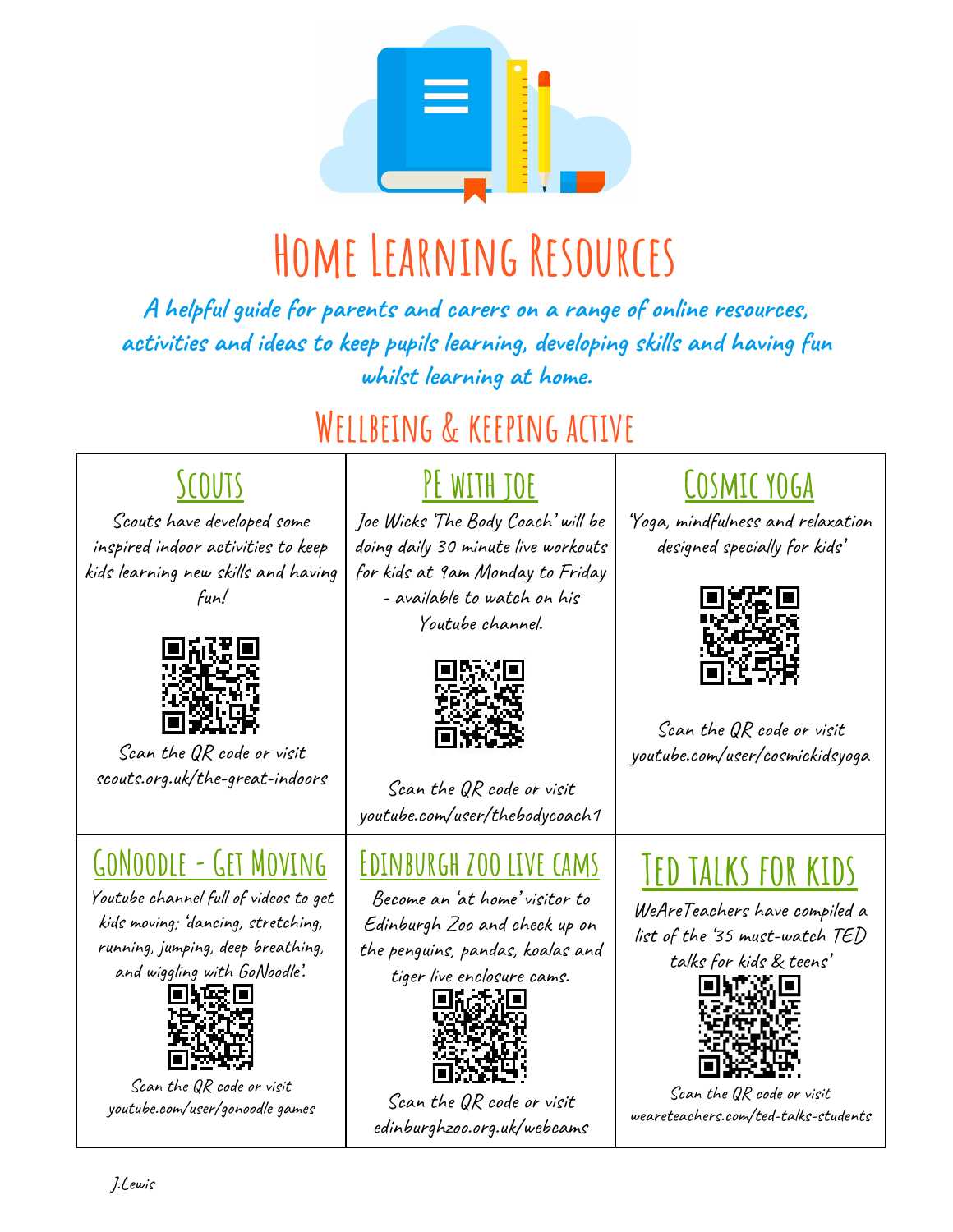# Home Learning Resources

***A helpful guide for parents and carers on a range of online resources, activities and ideas to keep pupils learning, developing skills and having fun whilst learning at home.***

## Wellbeing & keeping active

### Scouts

*Scouts have developed some inspired indoor activities to keep kids learning new skills and having fun!*

Scan the QR code or visit scouts.org.uk/the-great-indoors

### PE with Joe

*Joe Wicks 'The Body Coach' will be doing daily 30 minute live workouts for kids at 9am Monday to Friday - available to watch on his Youtube channel.*

Scan the QR code or visit youtube.com/user/thebodycoach1

### Cosmic yoga

*'Yoga, mindfulness and relaxation designed specially for kids'*

Scan the QR code or visit youtube.com/user/cosmickidsyoga

### GoNoodle - Get Moving

*Youtube channel full of videos to get kids moving; 'dancing, stretching, running, jumping, deep breathing, and wiggling with GoNoodle'.*

Scan the QR code or visit youtube.com/user/gonoodle games

### Edinburgh zoo live cams

*Become an 'at home' visitor to Edinburgh Zoo and check up on the penguins, pandas, koalas and tiger live enclosure cams.*

Scan the QR code or visit edinburghzoo.org.uk/webcams

### Ted talks for kids

*WeAreTeachers have compiled a list of the '35 must-watch TED talks for kids & teens'*

Scan the QR code or visit weareteachers.com/ted-talks-students

J.Lewis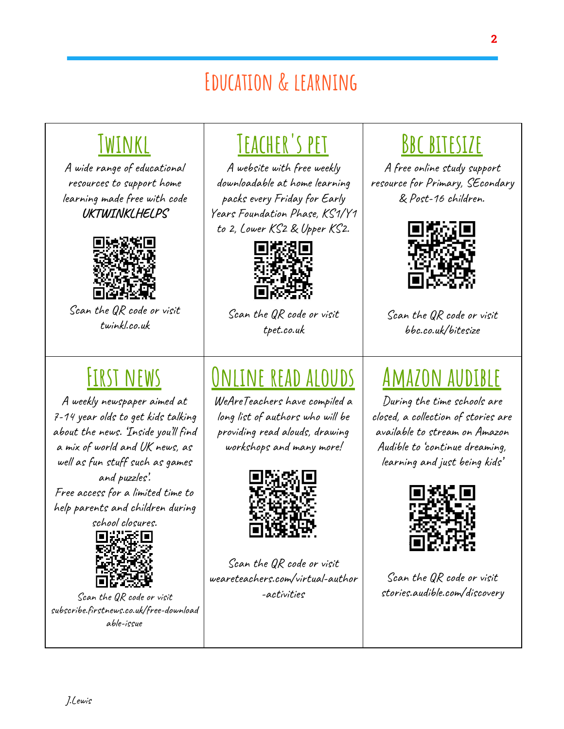# Education & learning

## Twinkl

A wide range of educational resources to support home learning made free with code **UKTWINKLHELPS**

Scan the QR code or visit twinkl.co.uk

## Teacher's pet

A website with free weekly downloadable at home learning packs every Friday for Early Years Foundation Phase, KS1/Y1 to 2, Lower KS2 & Upper KS2.

Scan the QR code or visit tpet.co.uk

## BBC bitesize

A free online study support resource for Primary, SEcondary & Post-16 children.

Scan the QR code or visit bbc.co.uk/bitesize

## First news

A weekly newspaper aimed at 7-14 year olds to get kids talking about the news. 'Inside you'll find a mix of world and UK news, as well as fun stuff such as games and puzzles'.

Free access for a limited time to help parents and children during school closures.

Scan the QR code or visit subscribe.firstnews.co.uk/free-downloadable-issue

## Online read alouds

WeAreTeachers have compiled a long list of authors who will be providing read alouds, drawing workshops and many more!

Scan the QR code or visit weareteachers.com/virtual-author-activities

## Amazon audible

During the time schools are closed, a collection of stories are available to stream on Amazon Audible to 'continue dreaming, learning and just being kids'

Scan the QR code or visit stories.audible.com/discovery

J.Lewis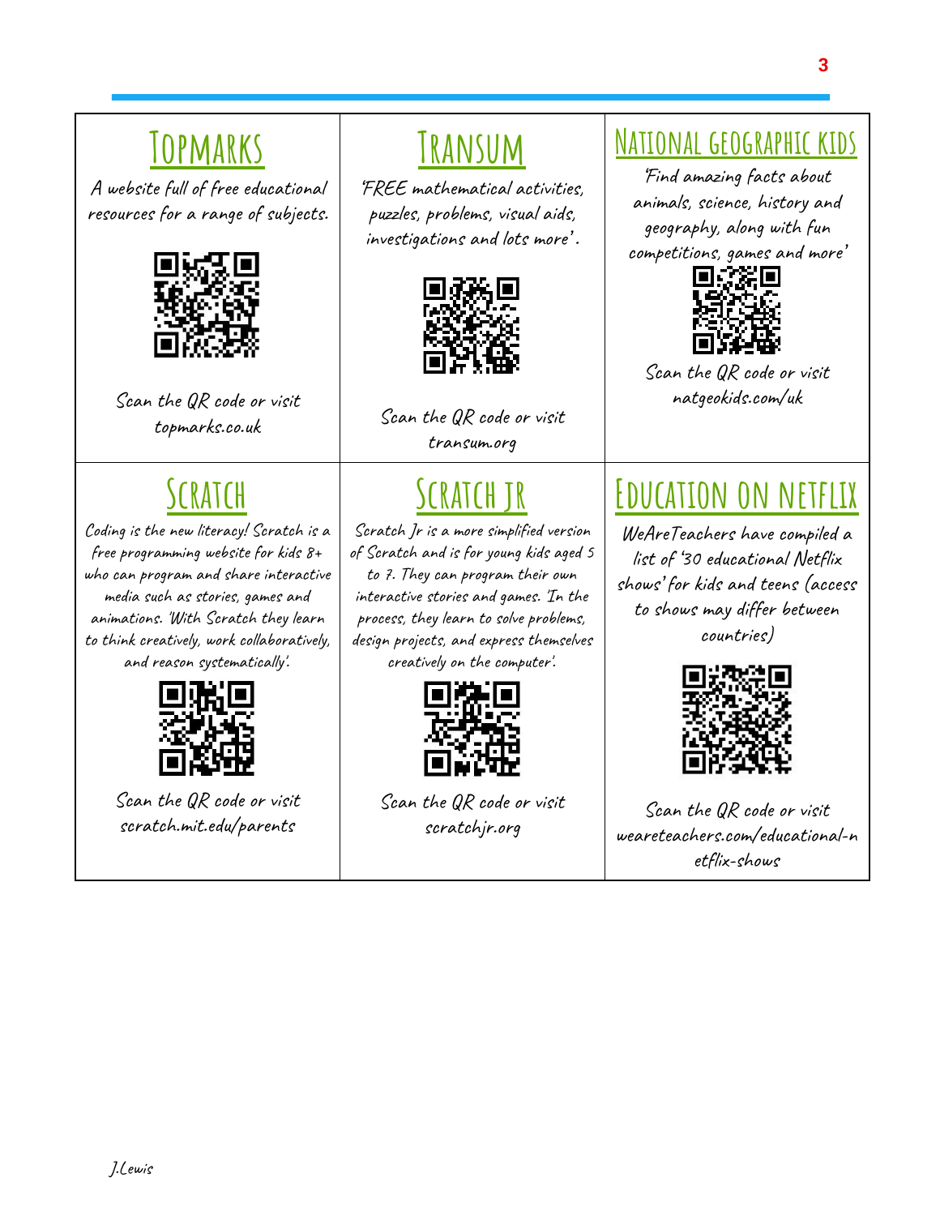## Topmarks

A website full of free educational resources for a range of subjects.

Scan the QR code or visit topmarks.co.uk

## Transum

'FREE mathematical activities, puzzles, problems, visual aids, investigations and lots more'.

Scan the QR code or visit transum.org

## National geographic kids

'Find amazing facts about animals, science, history and geography, along with fun competitions, games and more'

Scan the QR code or visit natgeokids.com/uk

## Scratch

Coding is the new literacy! Scratch is a free programming website for kids 8+ who can program and share interactive media such as stories, games and animations. 'With Scratch they learn to think creatively, work collaboratively, and reason systematically'.

Scan the QR code or visit scratch.mit.edu/parents

## Scratch Jr

Scratch Jr is a more simplified version of Scratch and is for young kids aged 5 to 7. They can program their own interactive stories and games. 'In the process, they learn to solve problems, design projects, and express themselves creatively on the computer'.

Scan the QR code or visit scratchjr.org

## Education on netflix

WeAreTeachers have compiled a list of '30 educational Netflix shows' for kids and teens (access to shows may differ between countries)

Scan the QR code or visit weareteachers.com/educational-netflix-shows

J.Lewis